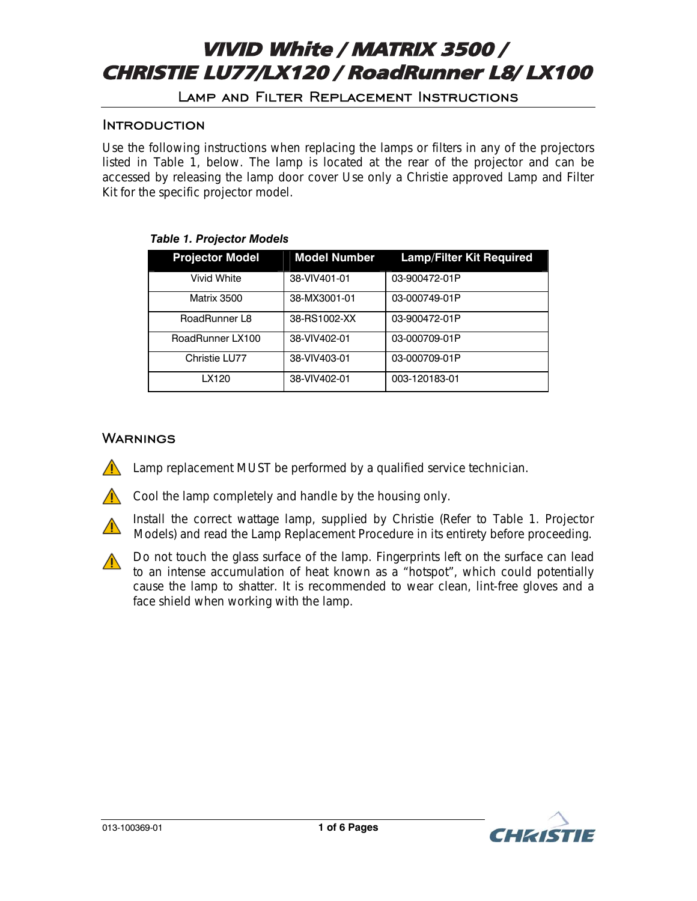# VIVID White / MATRIX 3500 / CHRISTIE LU77/LX120 / RoadRunner L8/ LX100

## Lamp and Filter Replacement Instructions

## Introduction

Use the following instructions when replacing the lamps or filters in any of the projectors listed in Table 1, below. The lamp is located at the rear of the projector and can be accessed by releasing the lamp door cover Use only a Christie approved Lamp and Filter Kit for the specific projector model.

***Table 1. Projector Models***

| Projector Model | Model Number | Lamp/Filter Kit Required |
|---|---|---|
| Vivid White | 38-VIV401-01 | 03-900472-01P |
| Matrix 3500 | 38-MX3001-01 | 03-000749-01P |
| RoadRunner L8 | 38-RS1002-XX | 03-900472-01P |
| RoadRunner LX100 | 38-VIV402-01 | 03-000709-01P |
| Christie LU77 | 38-VIV403-01 | 03-000709-01P |
| LX120 | 38-VIV402-01 | 003-120183-01 |

## Warnings

⚠ Lamp replacement MUST be performed by a qualified service technician.

⚠ Cool the lamp completely and handle by the housing only.

⚠ Install the correct wattage lamp, supplied by Christie (Refer to Table 1. Projector Models) and read the Lamp Replacement Procedure in its entirety before proceeding.

⚠ Do not touch the glass surface of the lamp. Fingerprints left on the surface can lead to an intense accumulation of heat known as a "hotspot", which could potentially cause the lamp to shatter. It is recommended to wear clean, lint-free gloves and a face shield when working with the lamp.

013-100369-01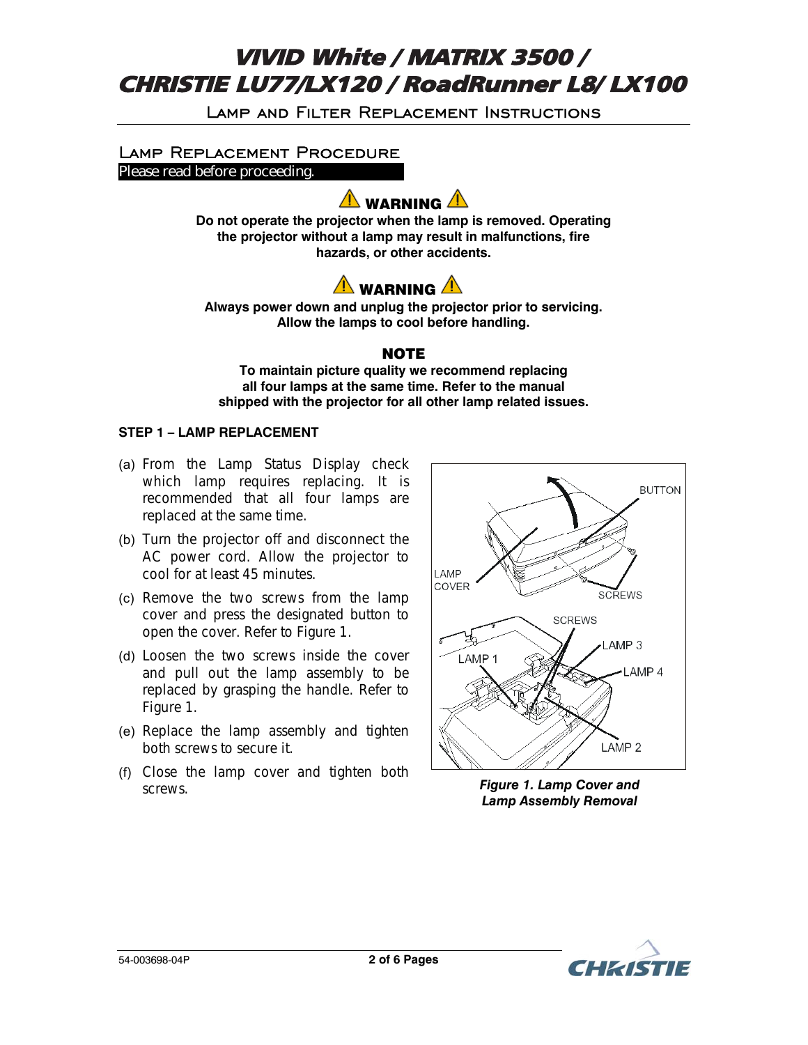# VIVID White / MATRIX 3500 / CHRISTIE LU77/LX120 / RoadRunner L8/ LX100

## Lamp and Filter Replacement Instructions

## Lamp Replacement Procedure

**Please read before proceeding.**

### ⚠ WARNING ⚠

**Do not operate the projector when the lamp is removed. Operating the projector without a lamp may result in malfunctions, fire hazards, or other accidents.**

### ⚠ WARNING ⚠

**Always power down and unplug the projector prior to servicing. Allow the lamps to cool before handling.**

### NOTE

**To maintain picture quality we recommend replacing all four lamps at the same time. Refer to the manual shipped with the projector for all other lamp related issues.**

**STEP 1 – LAMP REPLACEMENT**

(a) From the Lamp Status Display check which lamp requires replacing. It is recommended that all four lamps are replaced at the same time.

(b) Turn the projector off and disconnect the AC power cord. Allow the projector to cool for at least 45 minutes.

(c) Remove the two screws from the lamp cover and press the designated button to open the cover. Refer to Figure 1.

(d) Loosen the two screws inside the cover and pull out the lamp assembly to be replaced by grasping the handle. Refer to Figure 1.

(e) Replace the lamp assembly and tighten both screws to secure it.

(f) Close the lamp cover and tighten both screws.

BUTTON
LAMP COVER
SCREWS
SCREWS
LAMP 1
LAMP 3
LAMP 4
LAMP 2

***Figure 1. Lamp Cover and Lamp Assembly Removal***

54-003698-04P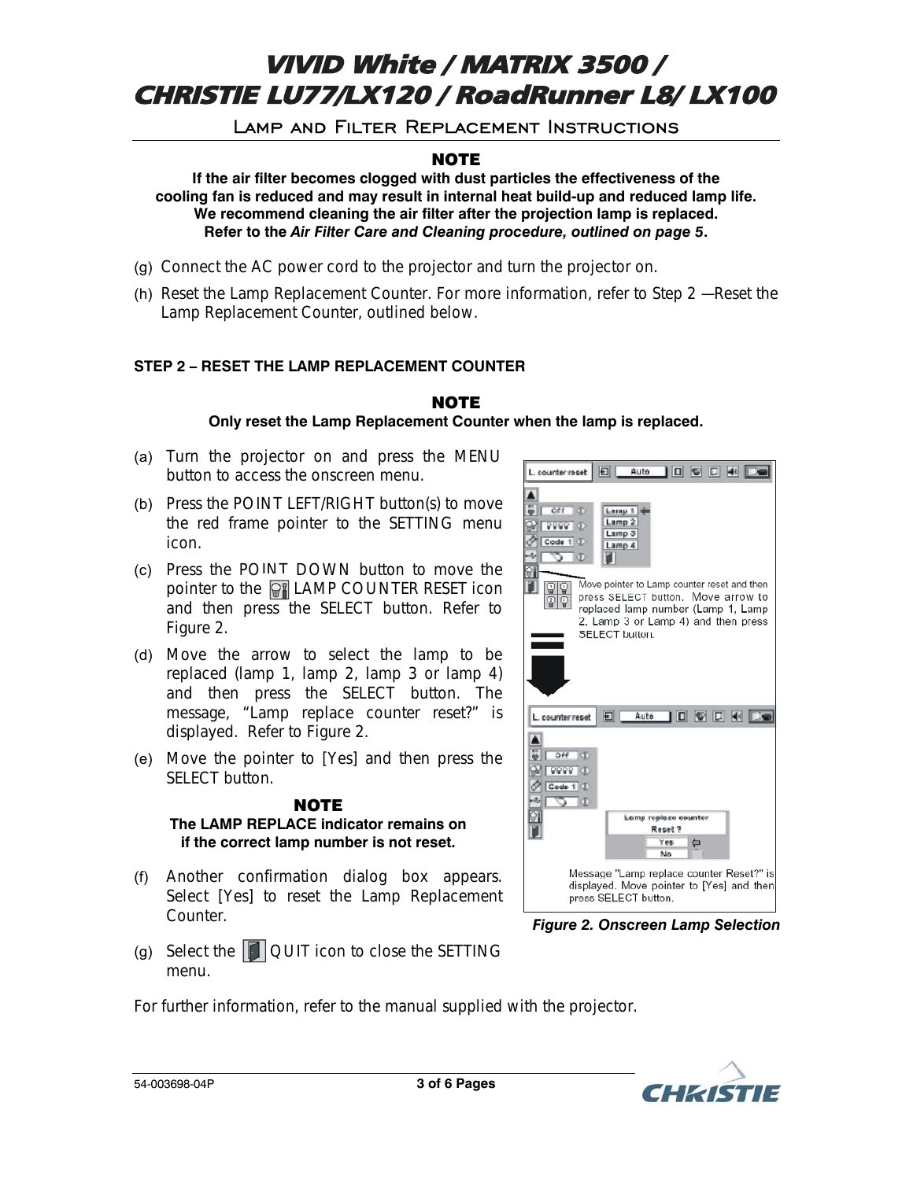**NOTE**

**If the air filter becomes clogged with dust particles the effectiveness of the cooling fan is reduced and may result in internal heat build-up and reduced lamp life. We recommend cleaning the air filter after the projection lamp is replaced. Refer to the *Air Filter Care and Cleaning procedure, outlined on page 5*.**

(g) Connect the AC power cord to the projector and turn the projector on.

(h) Reset the Lamp Replacement Counter. For more information, refer to Step 2 —Reset the Lamp Replacement Counter, outlined below.

### STEP 2 – RESET THE LAMP REPLACEMENT COUNTER

**NOTE**

**Only reset the Lamp Replacement Counter when the lamp is replaced.**

(a) Turn the projector on and press the MENU button to access the onscreen menu.

(b) Press the POINT LEFT/RIGHT button(s) to move the red frame pointer to the SETTING menu icon.

(c) Press the POINT DOWN button to move the pointer to the LAMP COUNTER RESET icon and then press the SELECT button. Refer to Figure 2.

(d) Move the arrow to select the lamp to be replaced (lamp 1, lamp 2, lamp 3 or lamp 4) and then press the SELECT button. The message, “Lamp replace counter reset?” is displayed. Refer to Figure 2.

(e) Move the pointer to [Yes] and then press the SELECT button.

**NOTE**

**The LAMP REPLACE indicator remains on if the correct lamp number is not reset.**

(f) Another confirmation dialog box appears. Select [Yes] to reset the Lamp Replacement Counter.

(g) Select the QUIT icon to close the SETTING menu.

Move pointer to Lamp counter reset and then press SELECT button. Move arrow to replaced lamp number (Lamp 1, Lamp 2, Lamp 3 or Lamp 4) and then press SELECT button.

Message "Lamp replace counter Reset?" is displayed. Move pointer to [Yes] and then press SELECT button.

***Figure 2. Onscreen Lamp Selection***

For further information, refer to the manual supplied with the projector.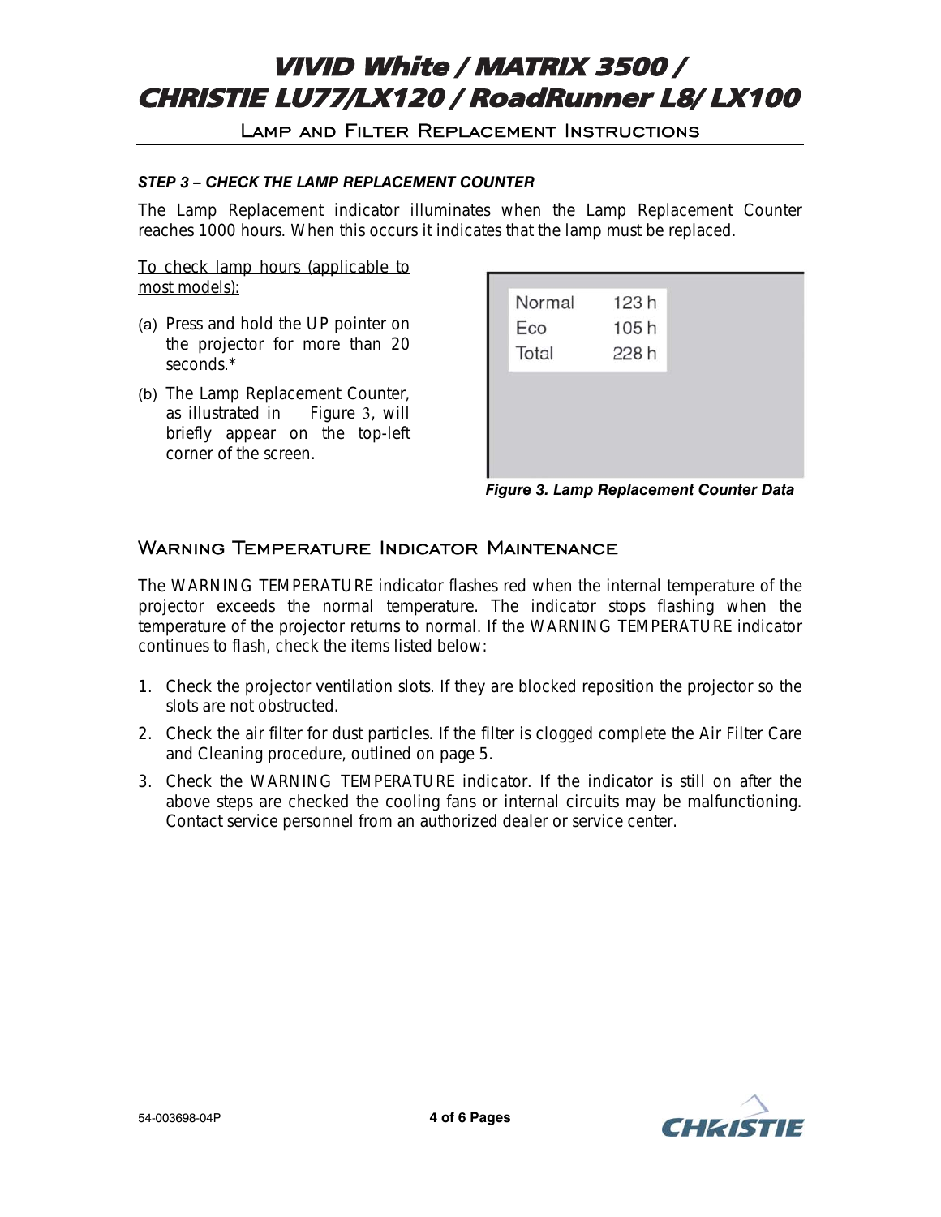### *STEP 3 – CHECK THE LAMP REPLACEMENT COUNTER*

The Lamp Replacement indicator illuminates when the Lamp Replacement Counter reaches 1000 hours. When this occurs it indicates that the lamp must be replaced.

To check lamp hours (applicable to most models):

(a) Press and hold the UP pointer on the projector for more than 20 seconds.*

(b) The Lamp Replacement Counter, as illustrated in Figure 3, will briefly appear on the top-left corner of the screen.

| | |
|---|---|
| Normal | 123 h |
| Eco | 105 h |
| Total | 228 h |

***Figure 3. Lamp Replacement Counter Data***

## Warning Temperature Indicator Maintenance

The WARNING TEMPERATURE indicator flashes red when the internal temperature of the projector exceeds the normal temperature. The indicator stops flashing when the temperature of the projector returns to normal. If the WARNING TEMPERATURE indicator continues to flash, check the items listed below:

1. Check the projector ventilation slots. If they are blocked reposition the projector so the slots are not obstructed.
2. Check the air filter for dust particles. If the filter is clogged complete the Air Filter Care and Cleaning procedure, outlined on page 5.
3. Check the WARNING TEMPERATURE indicator. If the indicator is still on after the above steps are checked the cooling fans or internal circuits may be malfunctioning. Contact service personnel from an authorized dealer or service center.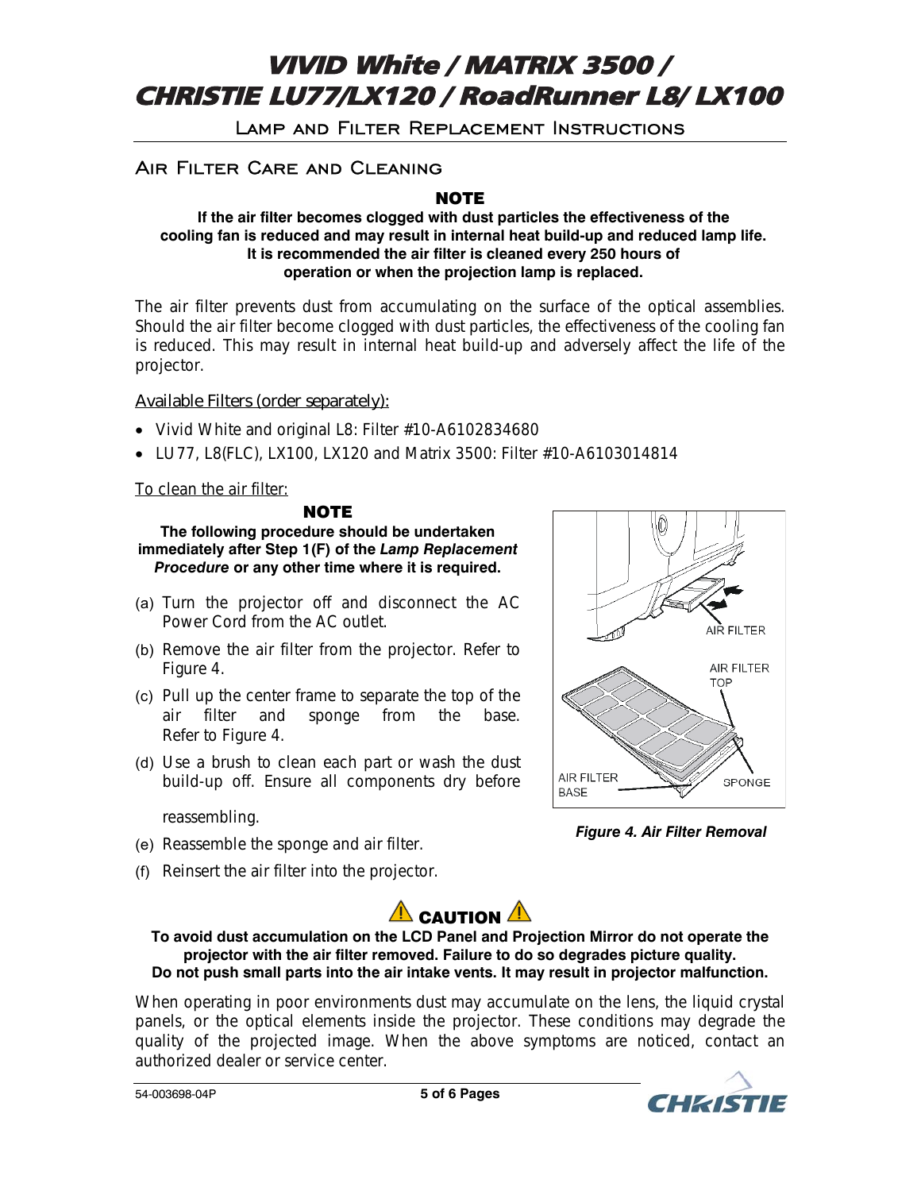## Air Filter Care and Cleaning

**NOTE**

**If the air filter becomes clogged with dust particles the effectiveness of the cooling fan is reduced and may result in internal heat build-up and reduced lamp life. It is recommended the air filter is cleaned every 250 hours of operation or when the projection lamp is replaced.**

The air filter prevents dust from accumulating on the surface of the optical assemblies. Should the air filter become clogged with dust particles, the effectiveness of the cooling fan is reduced. This may result in internal heat build-up and adversely affect the life of the projector.

Available Filters (order separately):

- Vivid White and original L8: Filter #10-A6102834680
- LU77, L8(FLC), LX100, LX120 and Matrix 3500: Filter #10-A6103014814

To clean the air filter:

**NOTE**

**The following procedure should be undertaken immediately after Step 1(F) of the *Lamp Replacement Procedure* or any other time where it is required.**

(a) Turn the projector off and disconnect the AC Power Cord from the AC outlet.

(b) Remove the air filter from the projector. Refer to Figure 4.

(c) Pull up the center frame to separate the top of the air filter and sponge from the base. Refer to Figure 4.

(d) Use a brush to clean each part or wash the dust build-up off. Ensure all components dry before reassembling.

(e) Reassemble the sponge and air filter.

(f) Reinsert the air filter into the projector.

AIR FILTER

AIR FILTER TOP

AIR FILTER BASE

SPONGE

***Figure 4. Air Filter Removal***

**CAUTION**

**To avoid dust accumulation on the LCD Panel and Projection Mirror do not operate the projector with the air filter removed. Failure to do so degrades picture quality. Do not push small parts into the air intake vents. It may result in projector malfunction.**

When operating in poor environments dust may accumulate on the lens, the liquid crystal panels, or the optical elements inside the projector. These conditions may degrade the quality of the projected image. When the above symptoms are noticed, contact an authorized dealer or service center.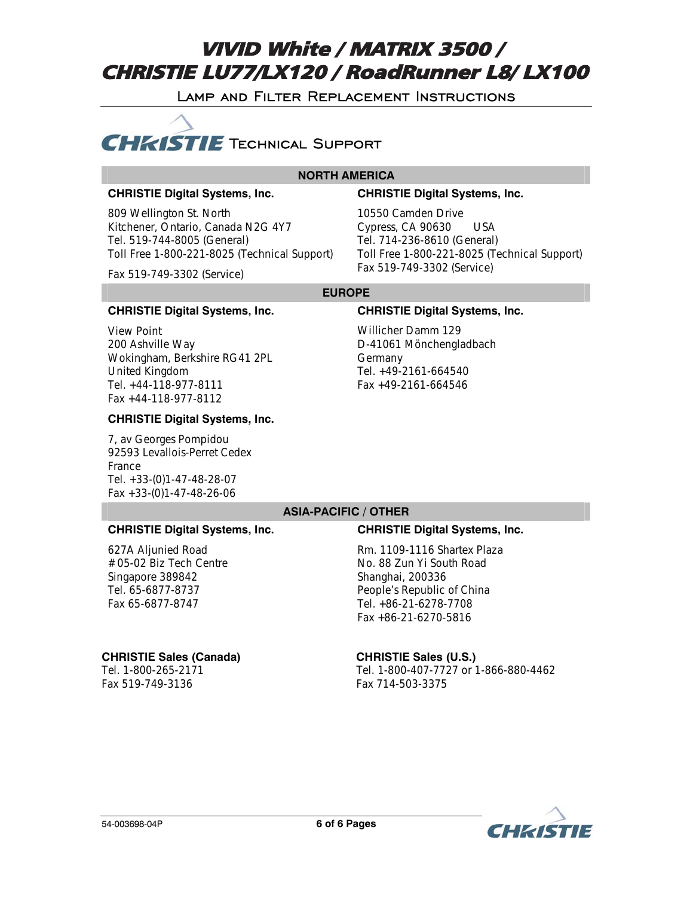# CHRISTIE Technical Support

## NORTH AMERICA

**CHRISTIE Digital Systems, Inc.**

809 Wellington St. North
Kitchener, Ontario, Canada N2G 4Y7
Tel. 519-744-8005 (General)
Toll Free 1-800-221-8025 (Technical Support)
Fax 519-749-3302 (Service)

**CHRISTIE Digital Systems, Inc.**

10550 Camden Drive
Cypress, CA 90630 USA
Tel. 714-236-8610 (General)
Toll Free 1-800-221-8025 (Technical Support)
Fax 519-749-3302 (Service)

## EUROPE

**CHRISTIE Digital Systems, Inc.**

View Point
200 Ashville Way
Wokingham, Berkshire RG41 2PL
United Kingdom
Tel. +44-118-977-8111
Fax +44-118-977-8112

**CHRISTIE Digital Systems, Inc.**

Willicher Damm 129
D-41061 Mönchengladbach
Germany
Tel. +49-2161-664540
Fax +49-2161-664546

**CHRISTIE Digital Systems, Inc.**

7, av Georges Pompidou
92593 Levallois-Perret Cedex
France
Tel. +33-(0)1-47-48-28-07
Fax +33-(0)1-47-48-26-06

## ASIA-PACIFIC / OTHER

**CHRISTIE Digital Systems, Inc.**

627A Aljunied Road
#05-02 Biz Tech Centre
Singapore 389842
Tel. 65-6877-8737
Fax 65-6877-8747

**CHRISTIE Digital Systems, Inc.**

Rm. 1109-1116 Shartex Plaza
No. 88 Zun Yi South Road
Shanghai, 200336
People's Republic of China
Tel. +86-21-6278-7708
Fax +86-21-6270-5816

**CHRISTIE Sales (Canada)**
Tel. 1-800-265-2171
Fax 519-749-3136

**CHRISTIE Sales (U.S.)**
Tel. 1-800-407-7727 or 1-866-880-4462
Fax 714-503-3375

54-003698-04P